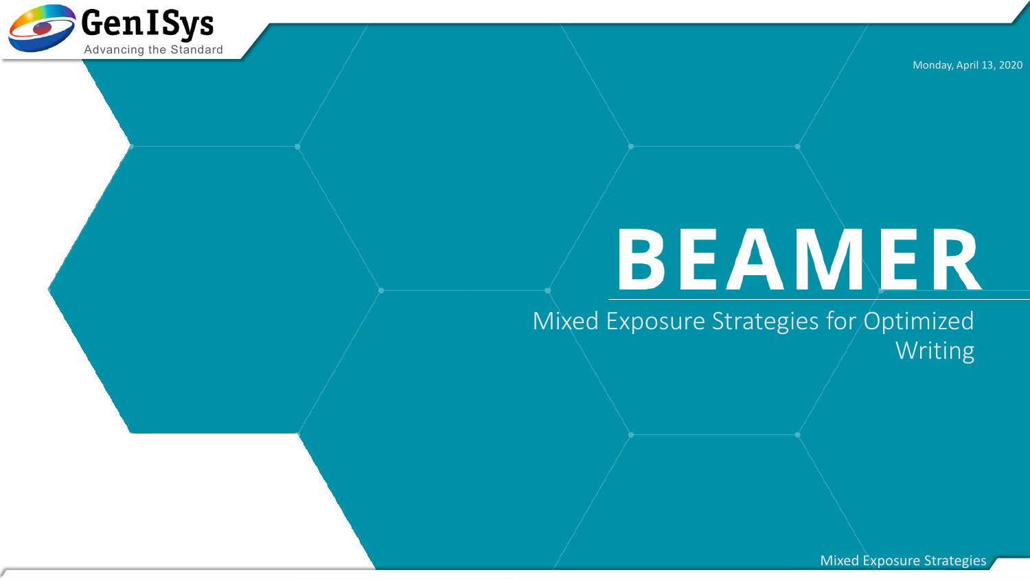GenISys

Advancing the Standard

Monday, April 13, 2020

# BEAMER

## Mixed Exposure Strategies for Optimized Writing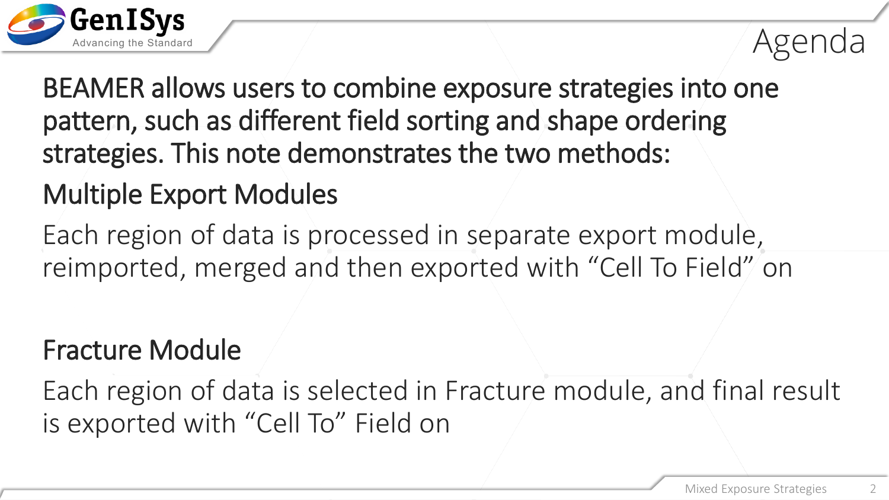# Agenda

BEAMER allows users to combine exposure strategies into one pattern, such as different field sorting and shape ordering strategies. This note demonstrates the two methods:

## Multiple Export Modules

Each region of data is processed in separate export module, reimported, merged and then exported with “Cell To Field” on

## Fracture Module

Each region of data is selected in Fracture module, and final result is exported with “Cell To” Field on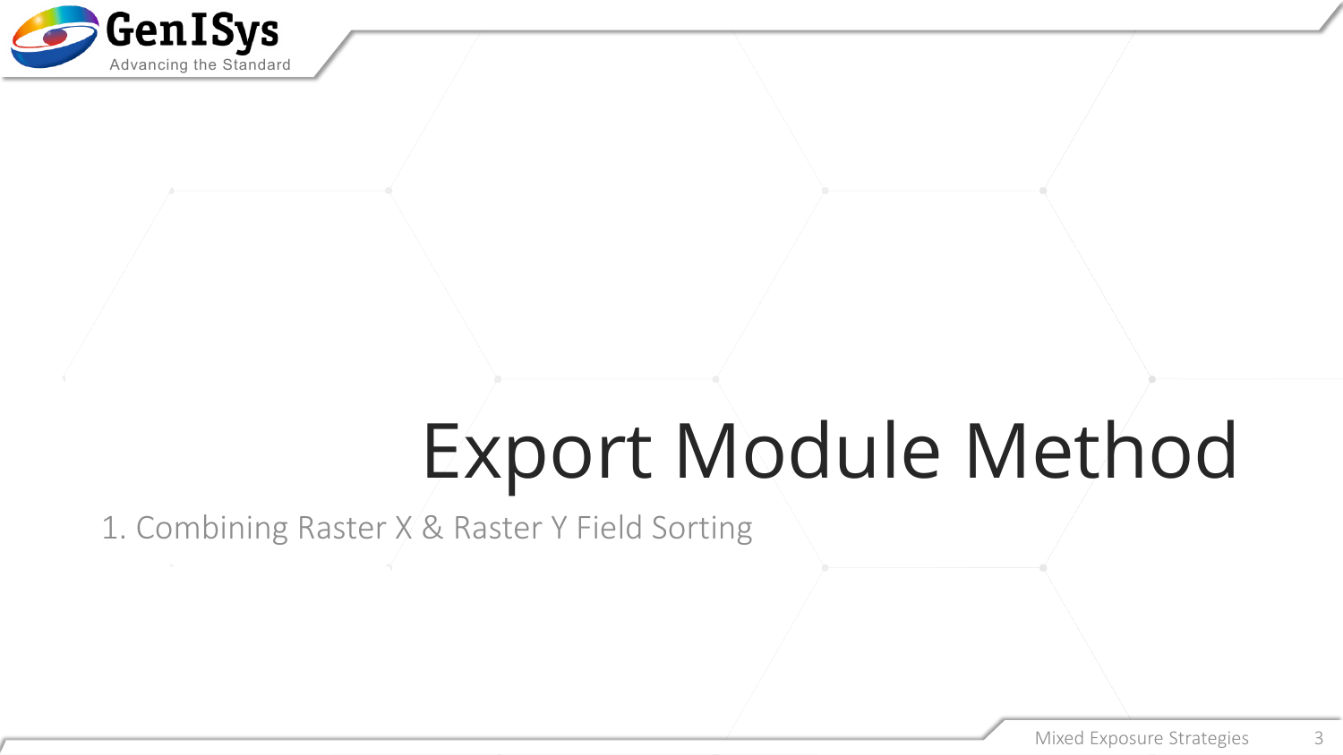# Export Module Method

1. Combining Raster X & Raster Y Field Sorting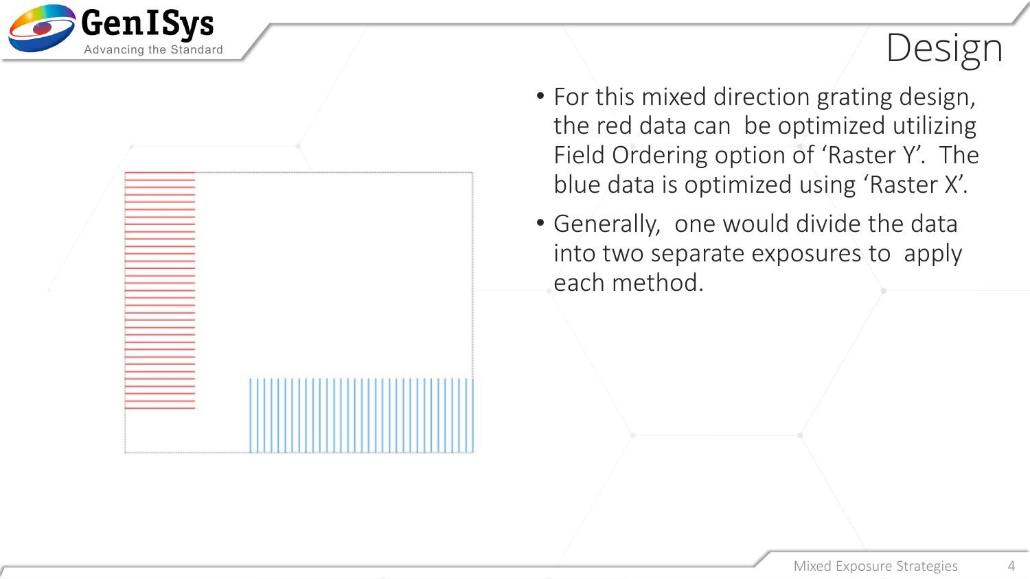# Design

- For this mixed direction grating design, the red data can be optimized utilizing Field Ordering option of ‘Raster Y’. The blue data is optimized using ‘Raster X’.
- Generally, one would divide the data into two separate exposures to apply each method.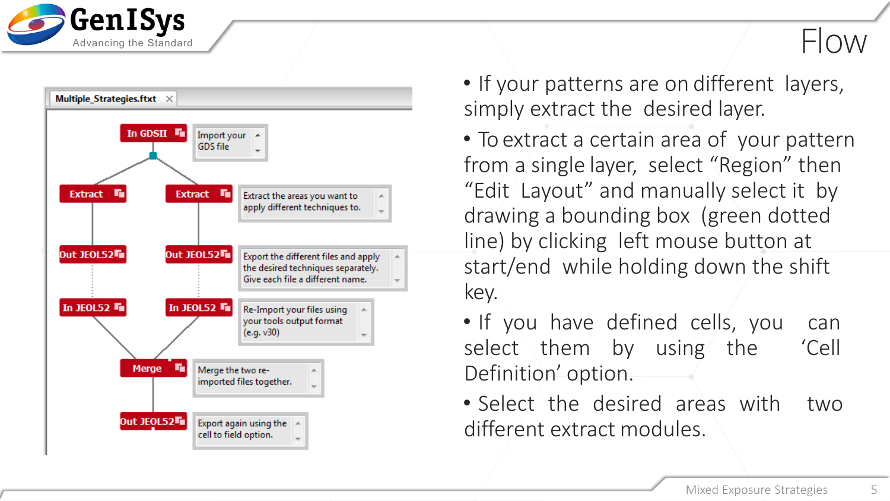# Flow

**Multiple_Strategies.ftxt**

- In GDSII — Import your GDS file
- Extract / Extract — Extract the areas you want to apply different techniques to.
- Out JEOL52 / Out JEOL52 — Export the different files and apply the desired techniques separately. Give each file a different name.
- In JEOL52 / In JEOL52 — Re-Import your files using your tools output format (e.g. v30)
- Merge — Merge the two re-imported files together.
- Out JEOL52 — Export again using the cell to field option.

- If your patterns are on different layers, simply extract the desired layer.
- To extract a certain area of your pattern from a single layer, select “Region” then “Edit Layout” and manually select it by drawing a bounding box (green dotted line) by clicking left mouse button at start/end while holding down the shift key.
- If you have defined cells, you can select them by using the ‘Cell Definition’ option.
- Select the desired areas with two different extract modules.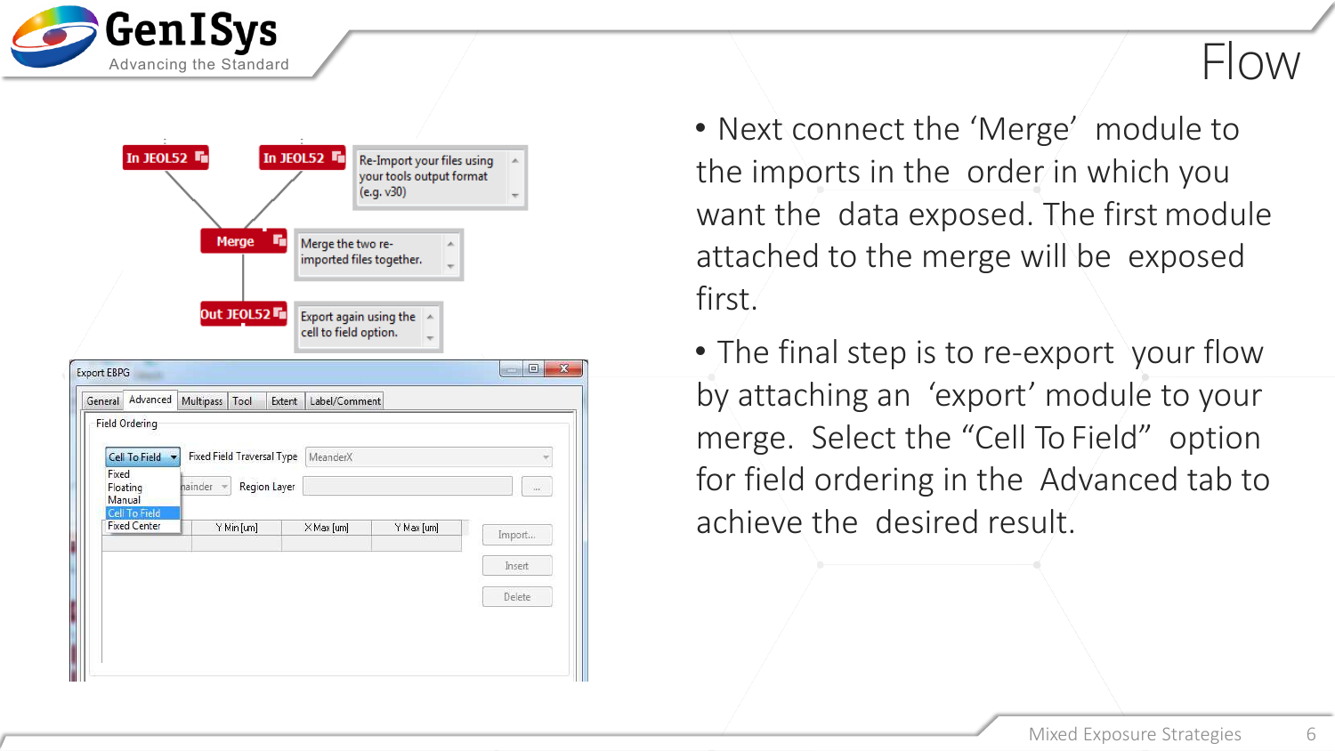# Flow

- Next connect the 'Merge' module to the imports in the order in which you want the data exposed. The first module attached to the merge will be exposed first.
- The final step is to re-export your flow by attaching an 'export' module to your merge. Select the "Cell To Field" option for field ordering in the Advanced tab to achieve the desired result.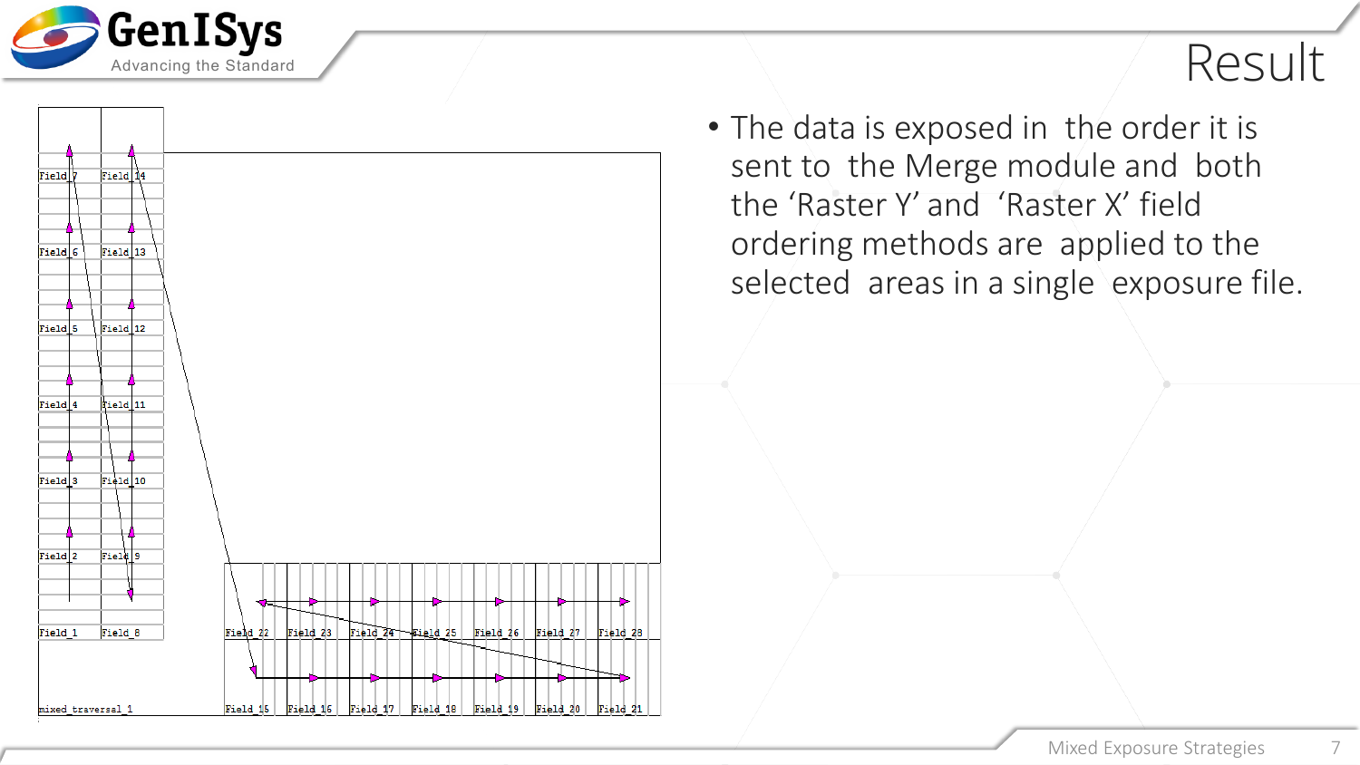# Result

- The data is exposed in the order it is sent to the Merge module and both the 'Raster Y' and 'Raster X' field ordering methods are applied to the selected areas in a single exposure file.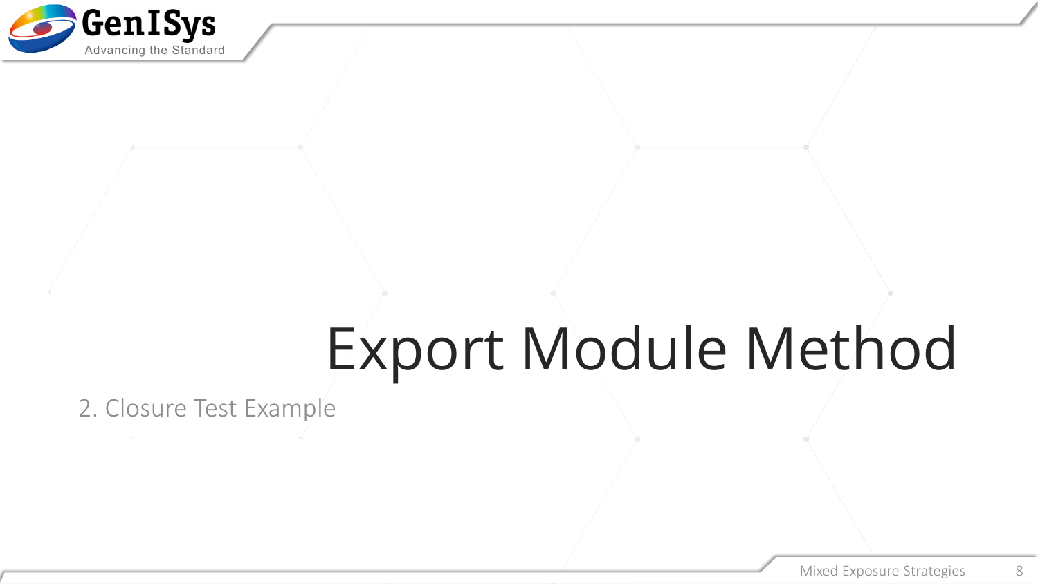# Export Module Method

2. Closure Test Example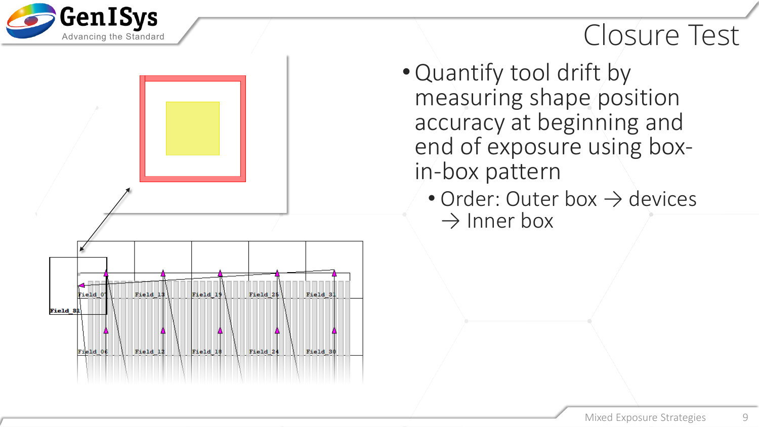# Closure Test

- Quantify tool drift by measuring shape position accuracy at beginning and end of exposure using box-in-box pattern
  - Order: Outer box → devices → Inner box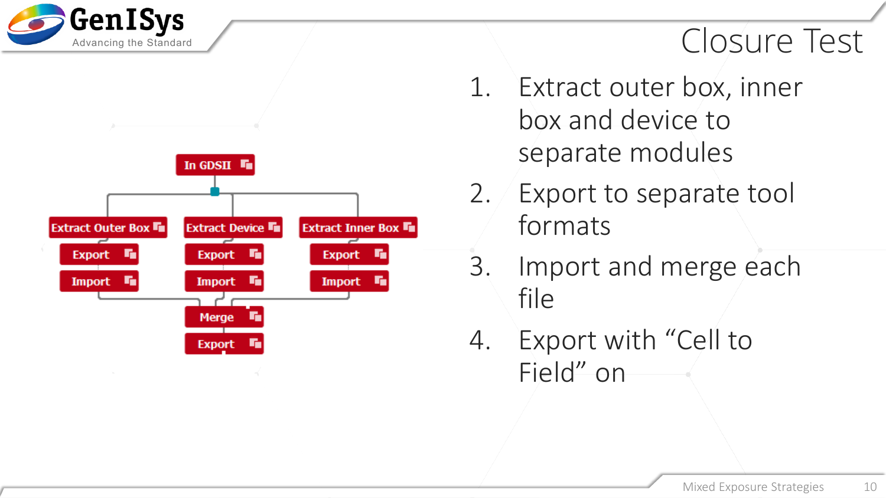# Closure Test

1. Extract outer box, inner box and device to separate modules
2. Export to separate tool formats
3. Import and merge each file
4. Export with “Cell to Field” on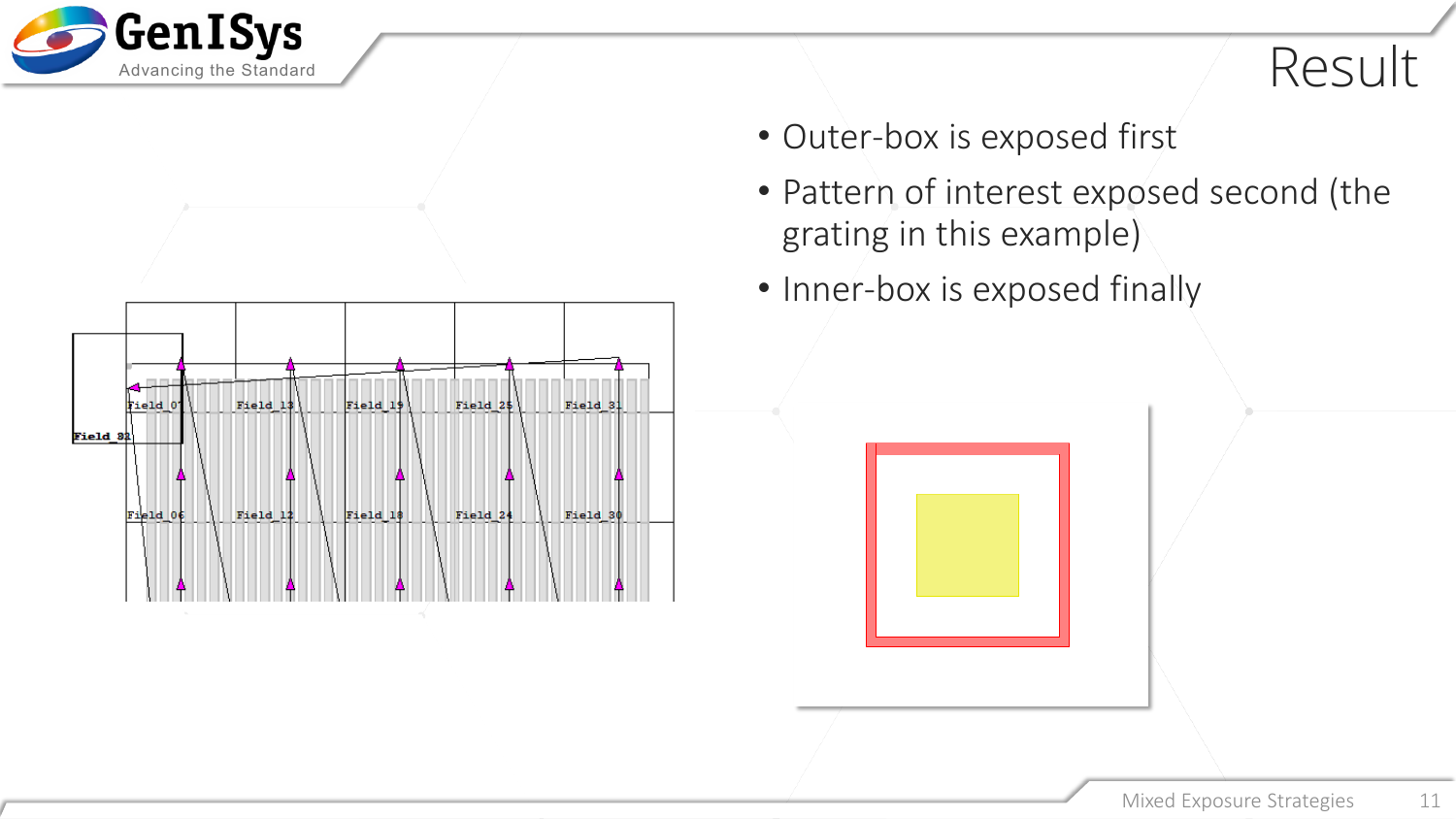# Result

- Outer-box is exposed first
- Pattern of interest exposed second (the grating in this example)
- Inner-box is exposed finally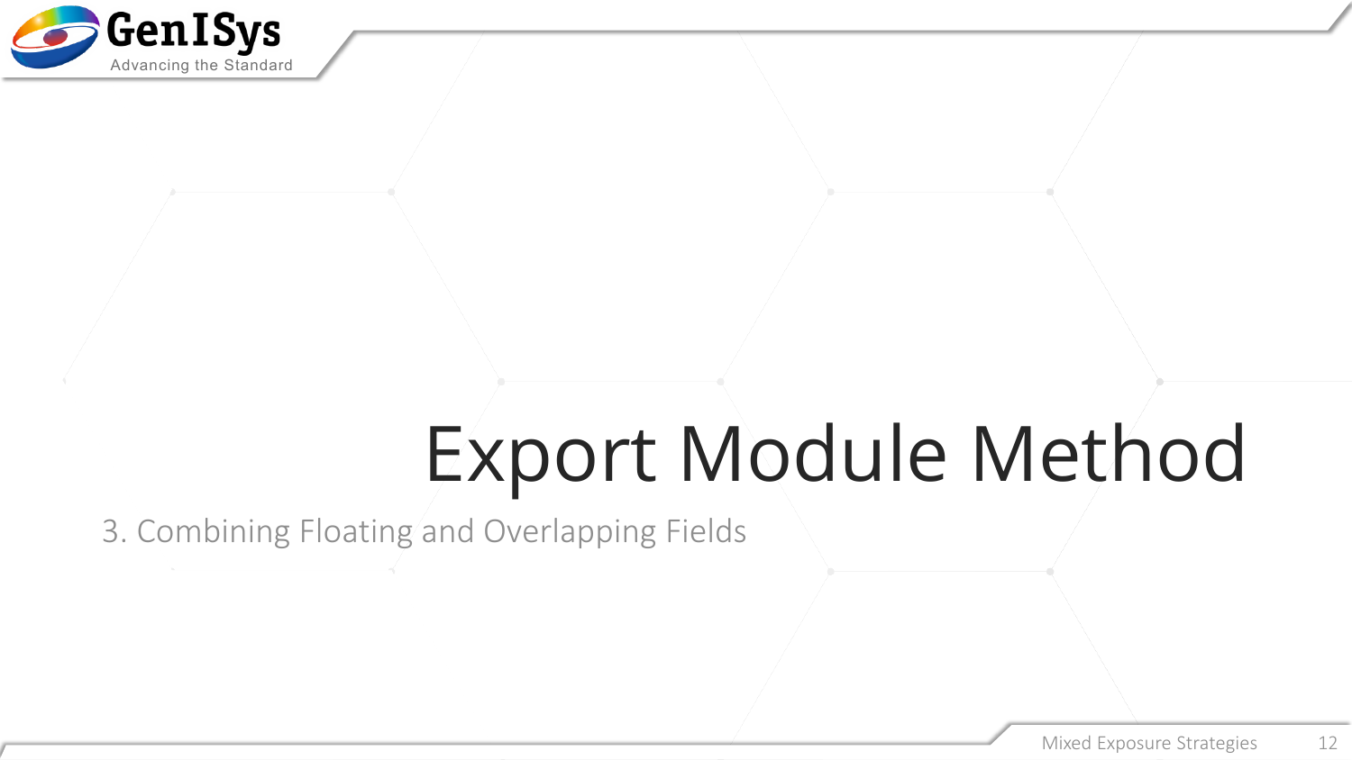# Export Module Method

3. Combining Floating and Overlapping Fields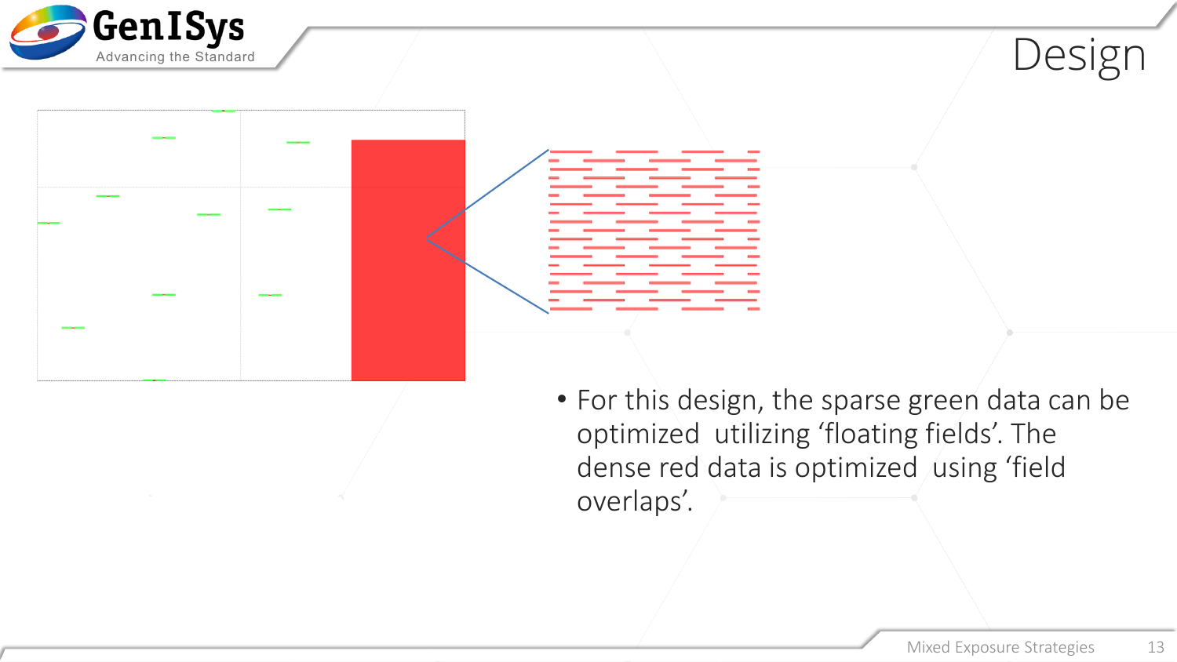# Design

- For this design, the sparse green data can be optimized utilizing ‘floating fields’. The dense red data is optimized using ‘field overlaps’.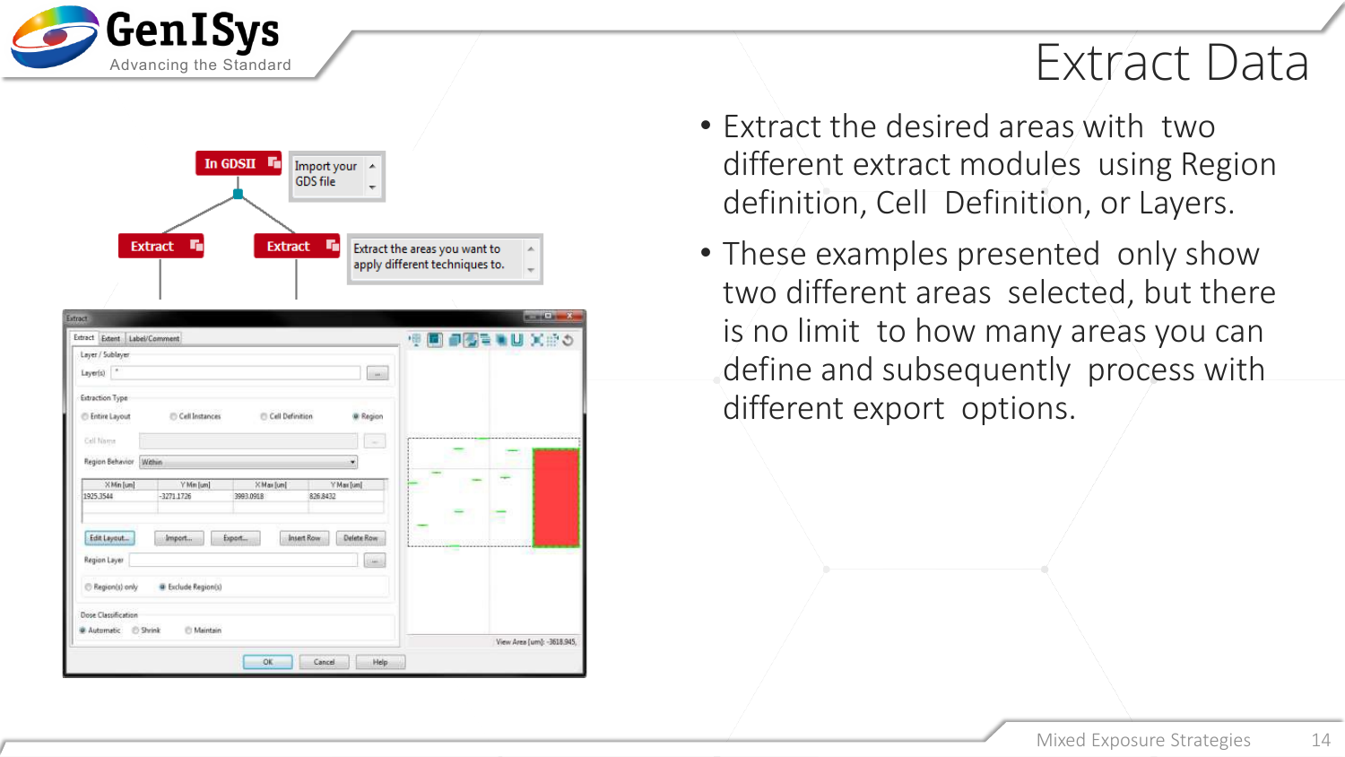# Extract Data

- Extract the desired areas with two different extract modules using Region definition, Cell Definition, or Layers.
- These examples presented only show two different areas selected, but there is no limit to how many areas you can define and subsequently process with different export options.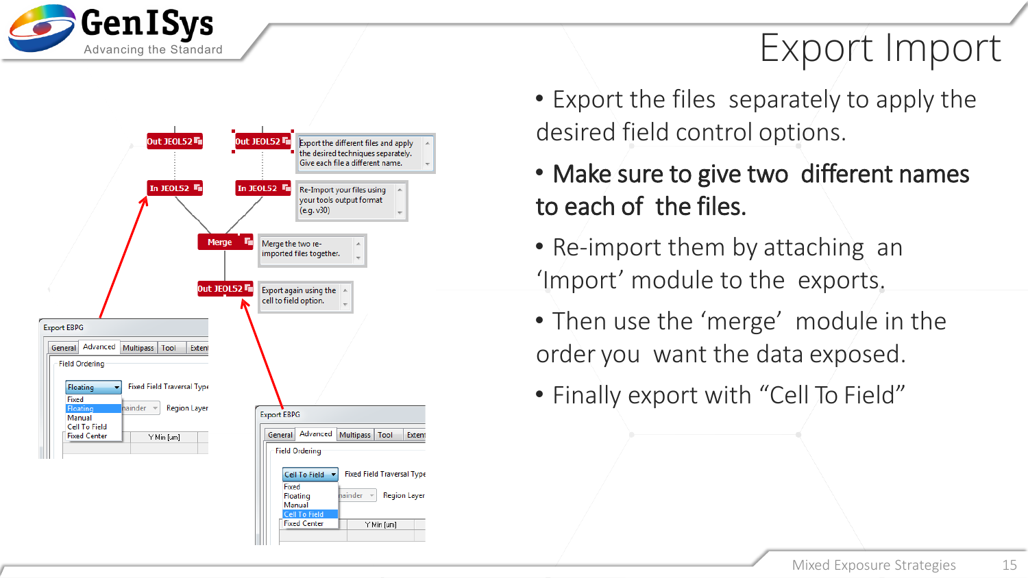# Export Import

- Export the files separately to apply the desired field control options.
- **Make sure to give two different names to each of the files.**
- Re-import them by attaching an 'Import' module to the exports.
- Then use the 'merge' module in the order you want the data exposed.
- Finally export with "Cell To Field"

Out JEOL52

Out JEOL52

Export the different files and apply the desired techniques separately. Give each file a different name.

In JEOL52

In JEOL52

Re-Import your files using your tools output format (e.g. v30)

Merge

Merge the two re-imported files together.

Out JEOL52

Export again using the cell to field option.

Export EBPG

General | Advanced | Multipass | Tool | Extent

Field Ordering

Floating

Fixed Field Traversal Type

Fixed
Floating
Manual
Cell To Field
Fixed Center

Region Layer

Y Min [um]

Export EBPG

General | Advanced | Multipass | Tool | Extent

Field Ordering

Cell To Field

Fixed Field Traversal Type

Fixed
Floating
Manual
Cell To Field
Fixed Center

Region Layer

Y Min [um]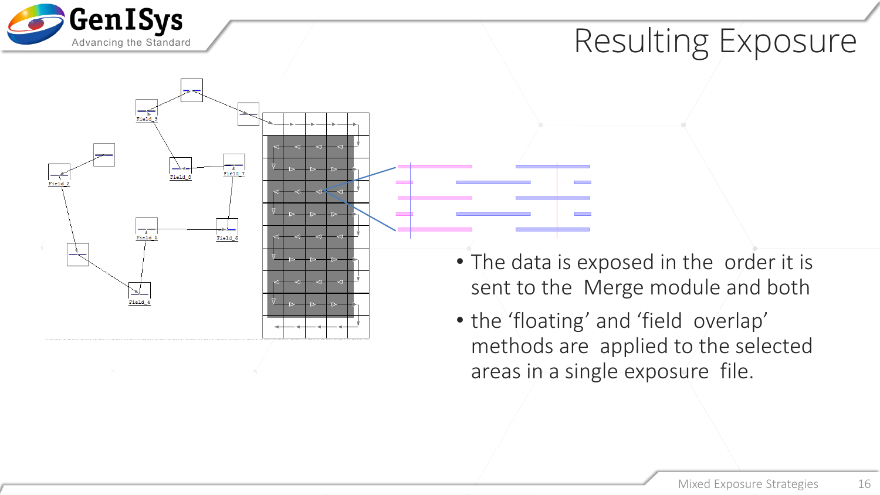# Resulting Exposure

- The data is exposed in the order it is sent to the Merge module and both
- the 'floating' and 'field overlap' methods are applied to the selected areas in a single exposure file.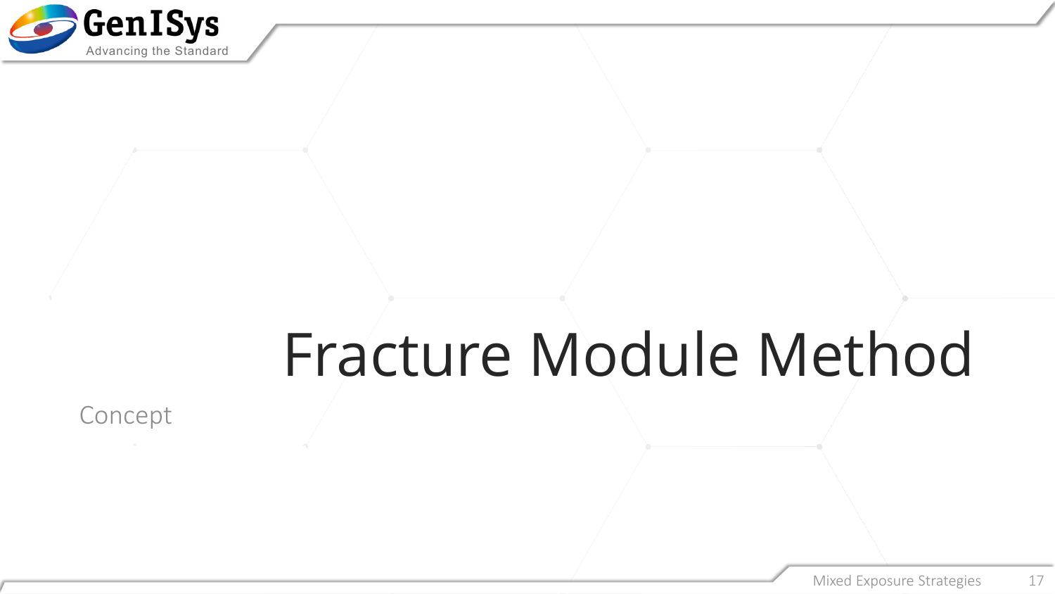# Fracture Module Method

Concept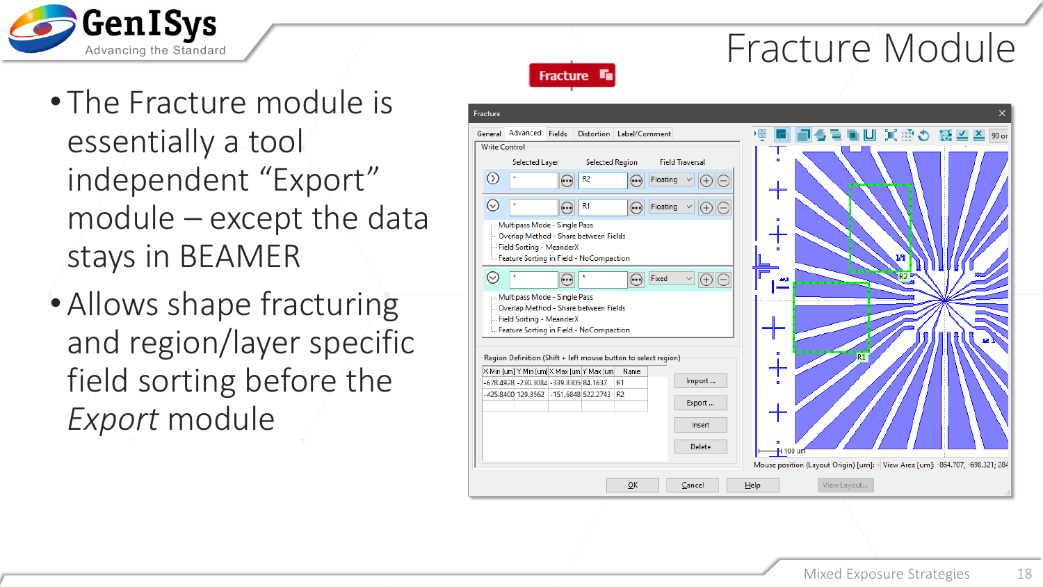# Fracture Module

- The Fracture module is essentially a tool independent “Export” module – except the data stays in BEAMER
- Allows shape fracturing and region/layer specific field sorting before the *Export* module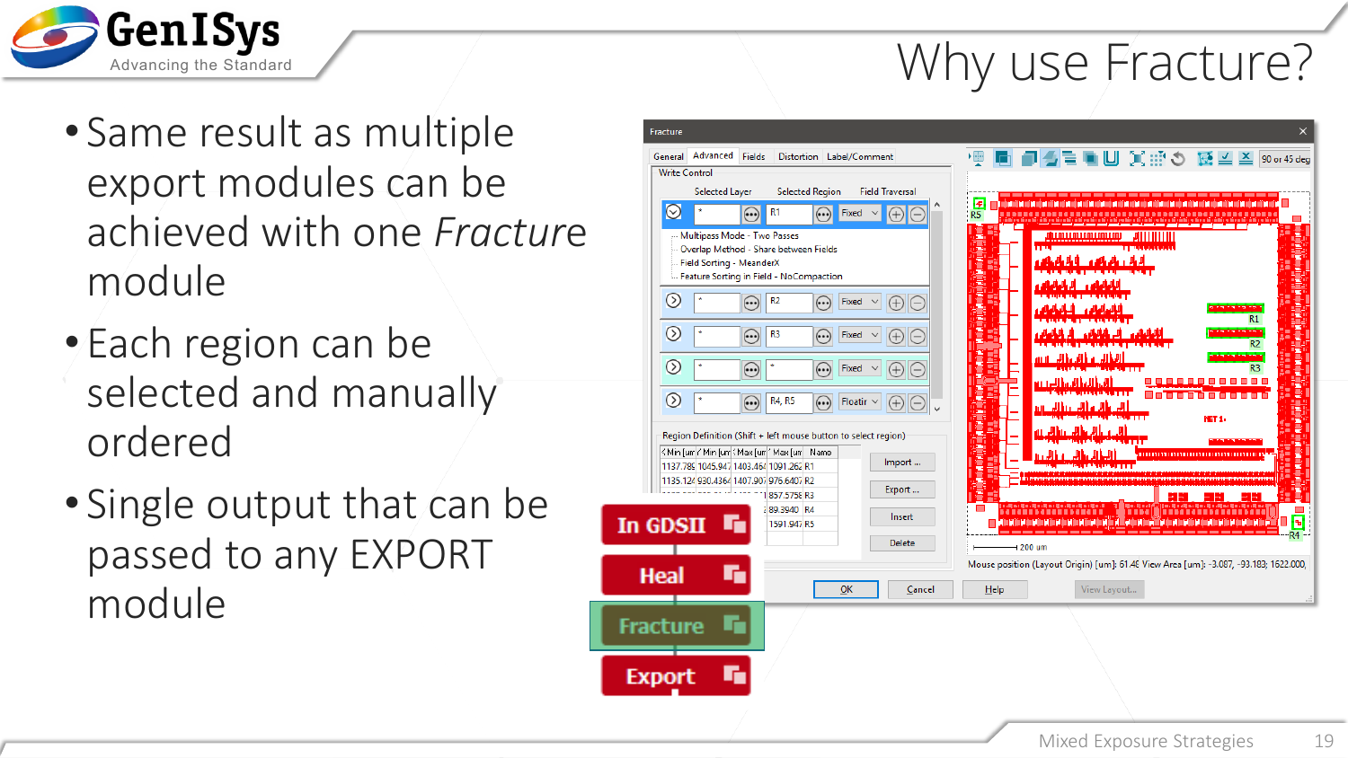# Why use Fracture?

- Same result as multiple export modules can be achieved with one *Fracture* module
- Each region can be selected and manually ordered
- Single output that can be passed to any EXPORT module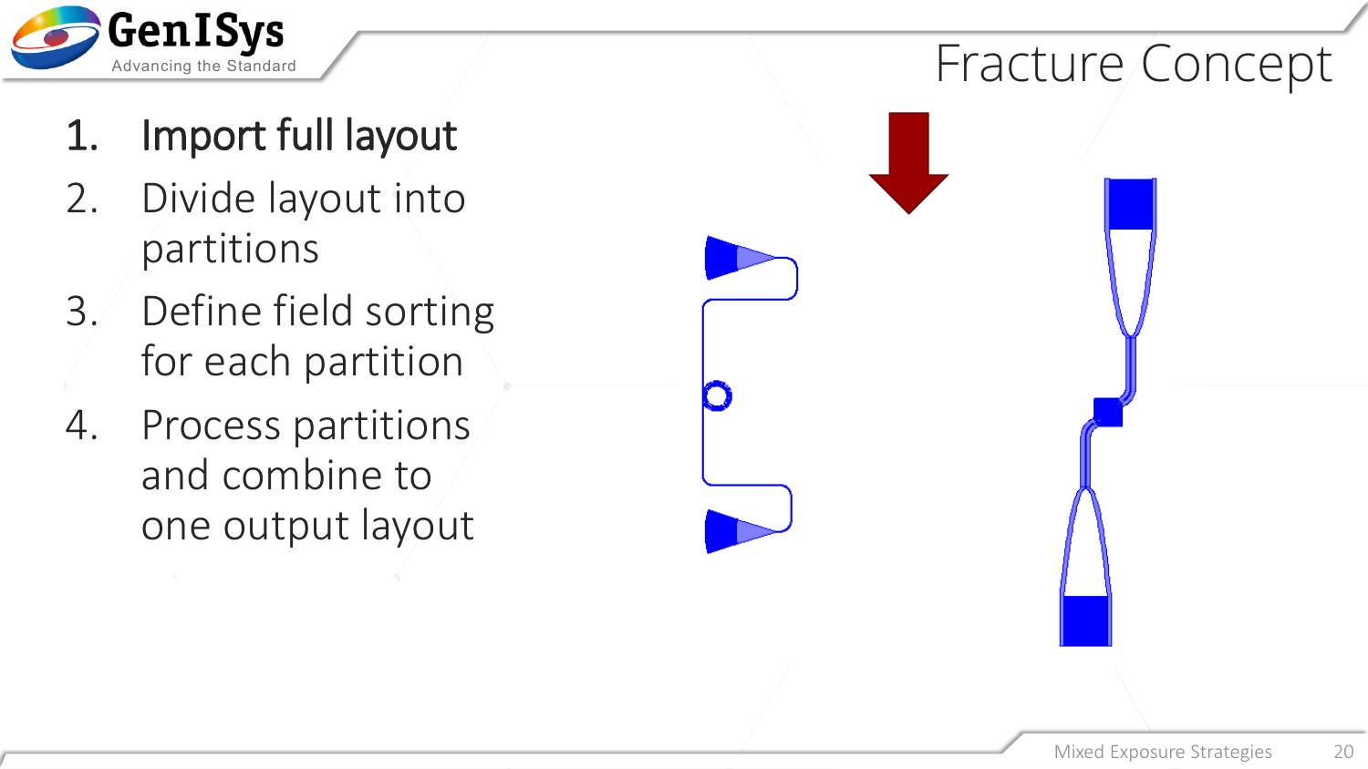# Fracture Concept

1. **Import full layout**
2. Divide layout into partitions
3. Define field sorting for each partition
4. Process partitions and combine to one output layout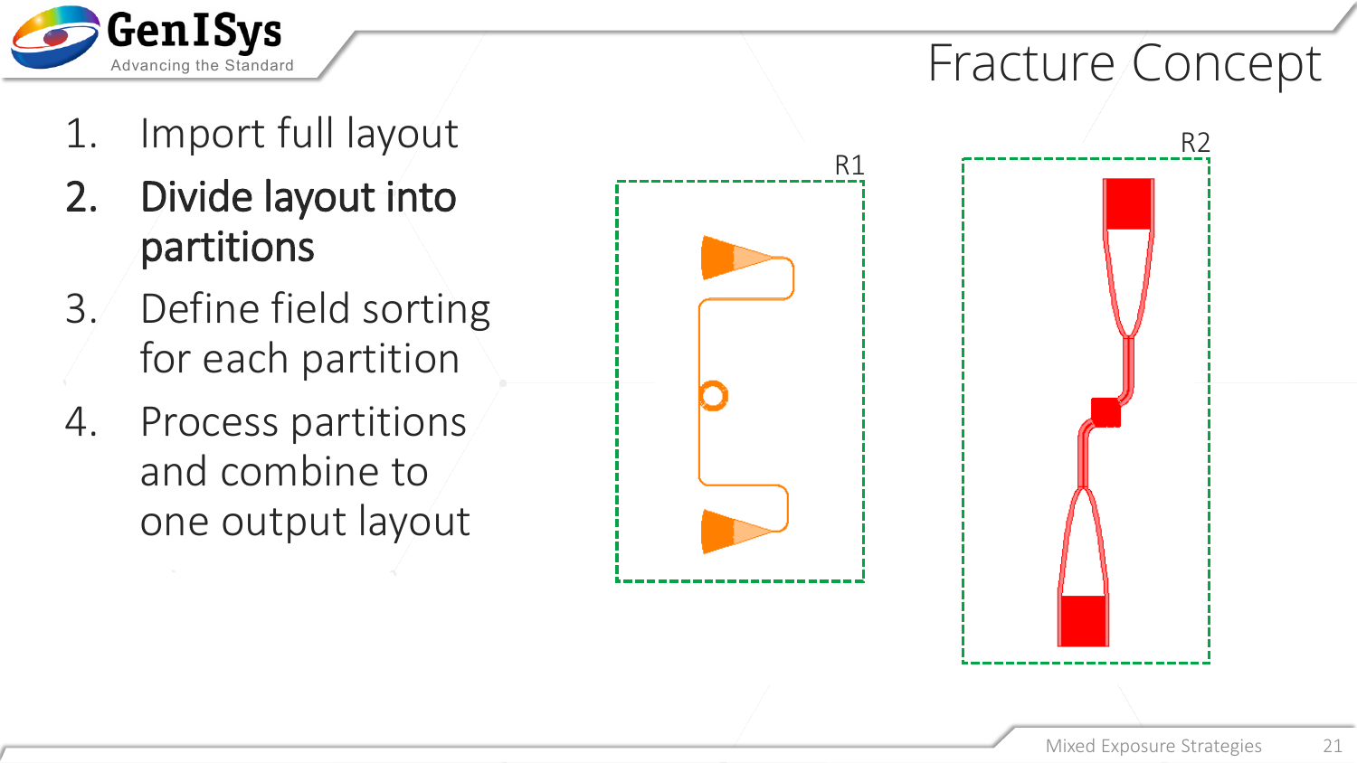# Fracture Concept

1. Import full layout
2. **Divide layout into partitions**
3. Define field sorting for each partition
4. Process partitions and combine to one output layout

R1

R2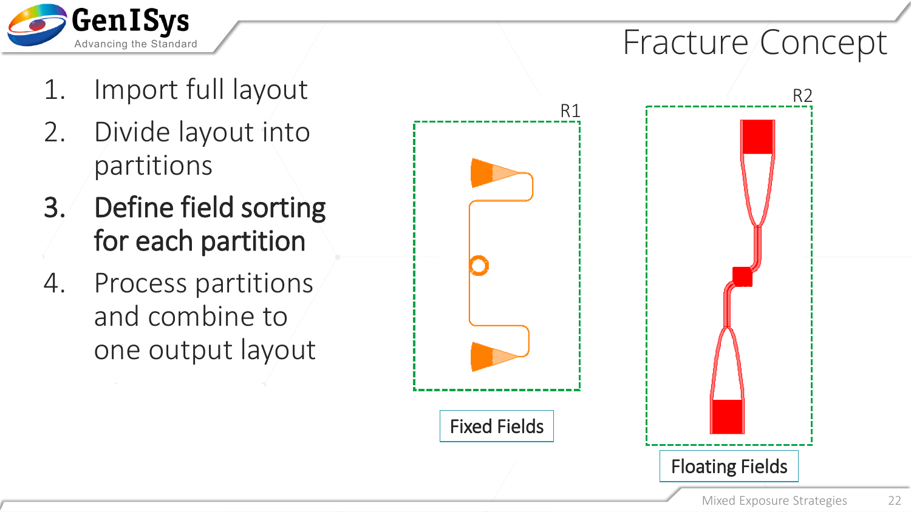# Fracture Concept

1. Import full layout
2. Divide layout into partitions
3. **Define field sorting for each partition**
4. Process partitions and combine to one output layout

R1

Fixed Fields

R2

Floating Fields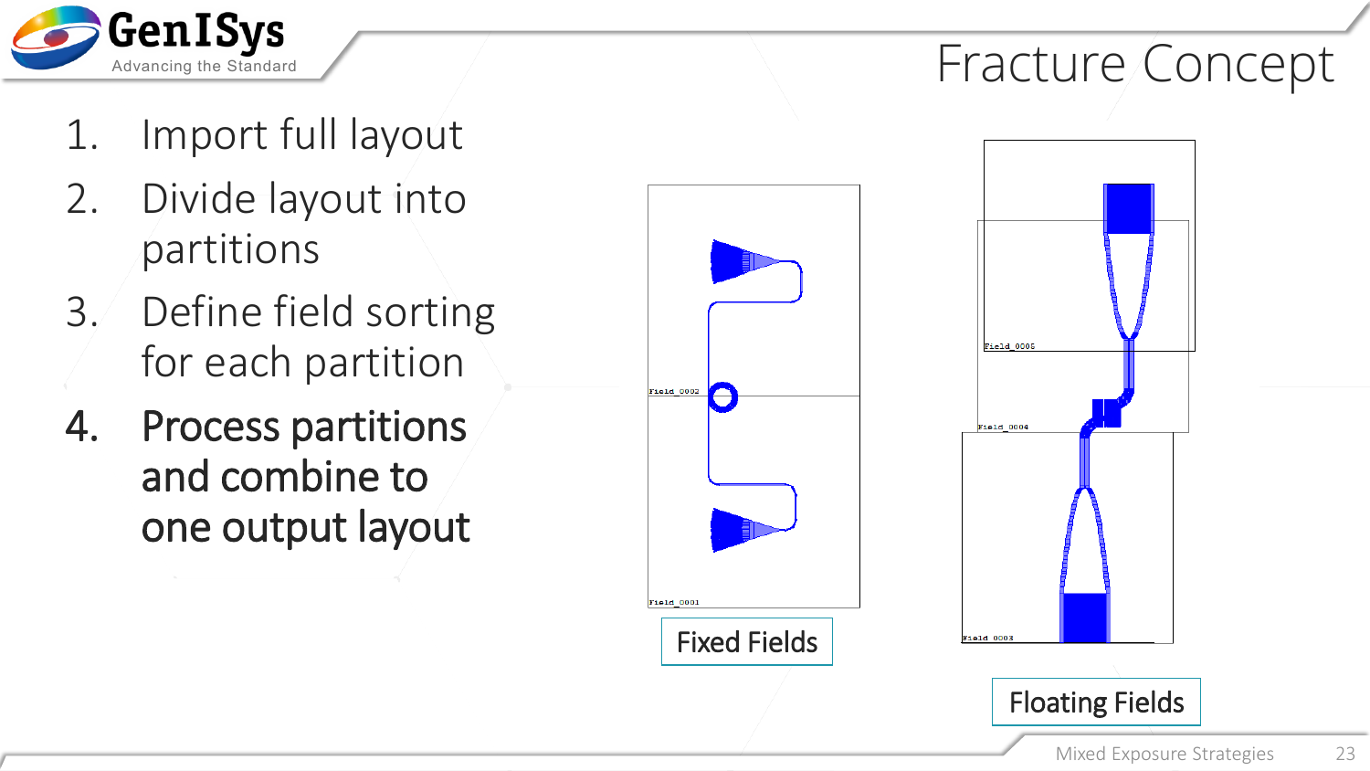# Fracture Concept

1. Import full layout
2. Divide layout into partitions
3. Define field sorting for each partition
4. **Process partitions and combine to one output layout**

Fixed Fields

Floating Fields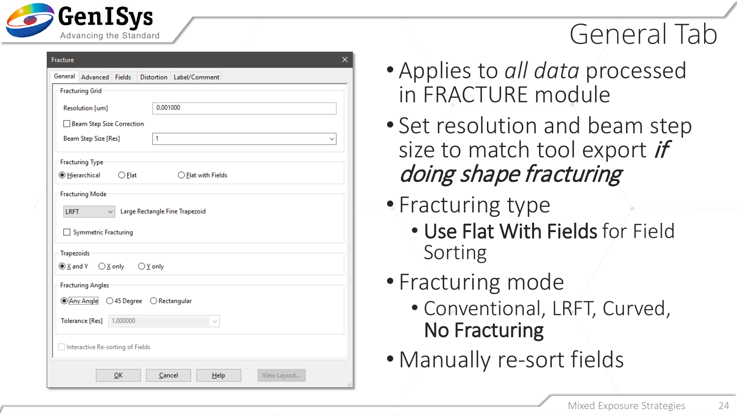# General Tab

- Applies to *all data* processed in FRACTURE module
- Set resolution and beam step size to match tool export ***if doing shape fracturing***
- Fracturing type
  - **Use Flat With Fields** for Field Sorting
- Fracturing mode
  - Conventional, LRFT, Curved, **No Fracturing**
- Manually re-sort fields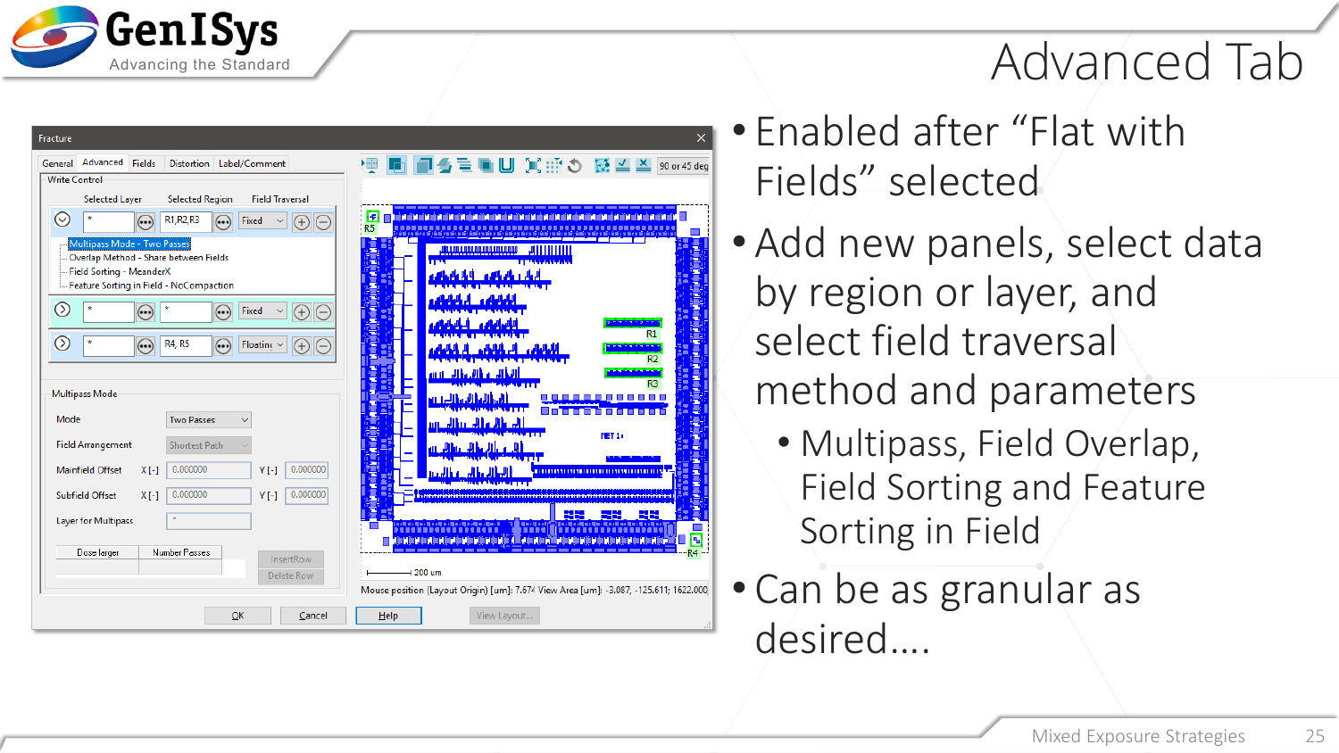# Advanced Tab

- Enabled after “Flat with Fields” selected
- Add new panels, select data by region or layer, and select field traversal method and parameters
  - Multipass, Field Overlap, Field Sorting and Feature Sorting in Field
- Can be as granular as desired….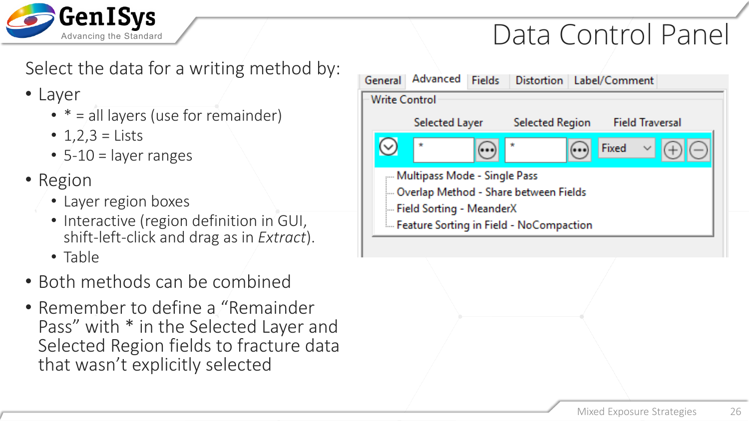# Data Control Panel

Select the data for a writing method by:

- Layer
  - * = all layers (use for remainder)
  - 1,2,3 = Lists
  - 5-10 = layer ranges
- Region
  - Layer region boxes
  - Interactive (region definition in GUI, shift-left-click and drag as in *Extract*).
  - Table
- Both methods can be combined
- Remember to define a "Remainder Pass" with * in the Selected Layer and Selected Region fields to fracture data that wasn't explicitly selected

General | Advanced | Fields | Distortion | Label/Comment

Write Control

| Selected Layer | Selected Region | Field Traversal |
| --- | --- | --- |
| * | * | Fixed |

- Multipass Mode - Single Pass
- Overlap Method - Share between Fields
- Field Sorting - MeanderX
- Feature Sorting in Field - NoCompaction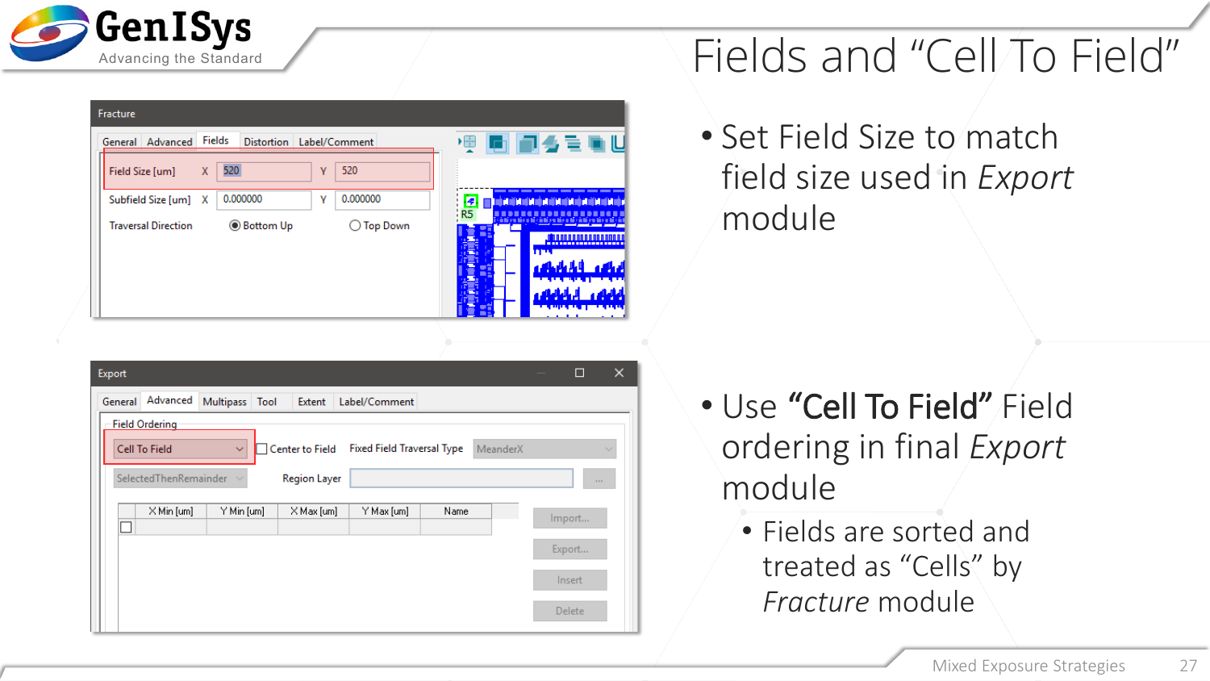# Fields and "Cell To Field"

- Set Field Size to match field size used in *Export* module

- Use **"Cell To Field"** Field ordering in final *Export* module
  - Fields are sorted and treated as "Cells" by *Fracture* module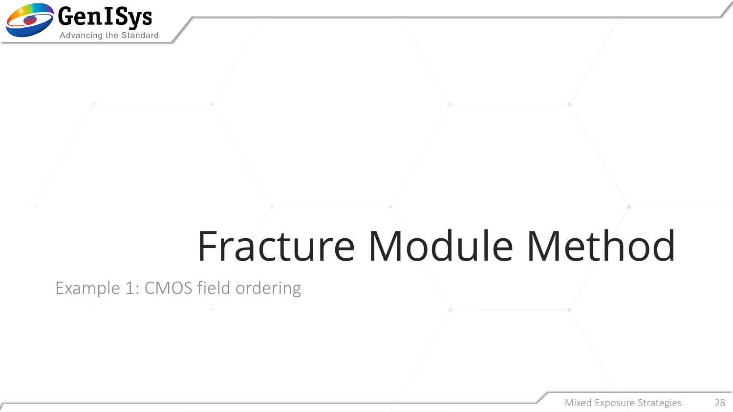# Fracture Module Method

Example 1: CMOS field ordering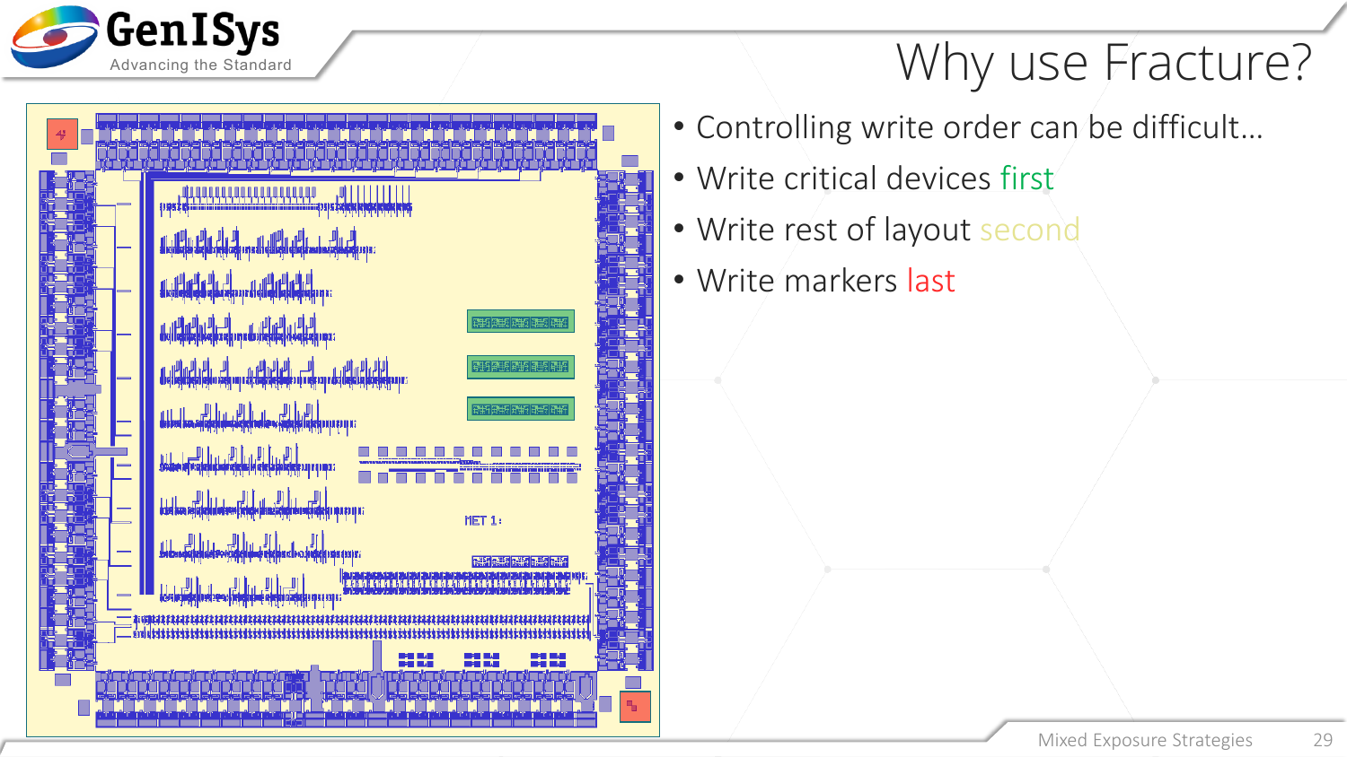# Why use Fracture?

- Controlling write order can be difficult…
- Write critical devices first
- Write rest of layout second
- Write markers last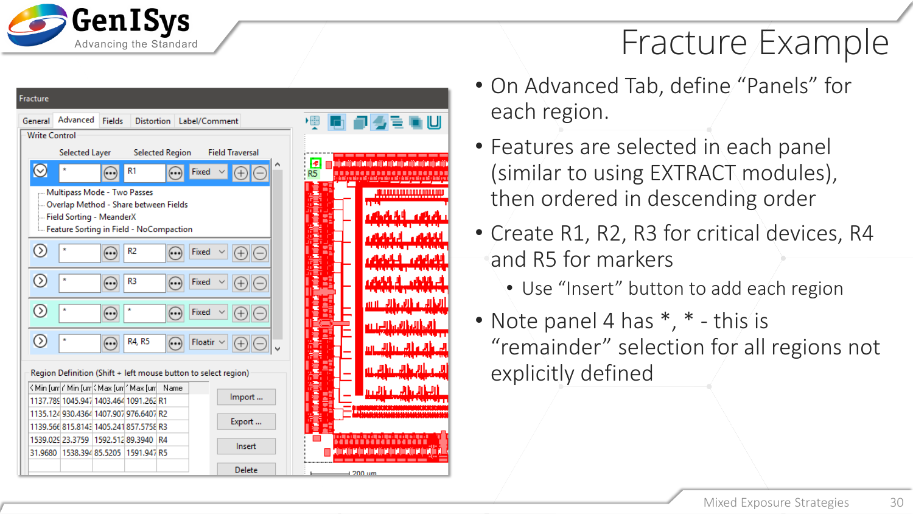# Fracture Example

- On Advanced Tab, define “Panels” for each region.
- Features are selected in each panel (similar to using EXTRACT modules), then ordered in descending order
- Create R1, R2, R3 for critical devices, R4 and R5 for markers
  - Use “Insert” button to add each region
- Note panel 4 has *, * - this is “remainder” selection for all regions not explicitly defined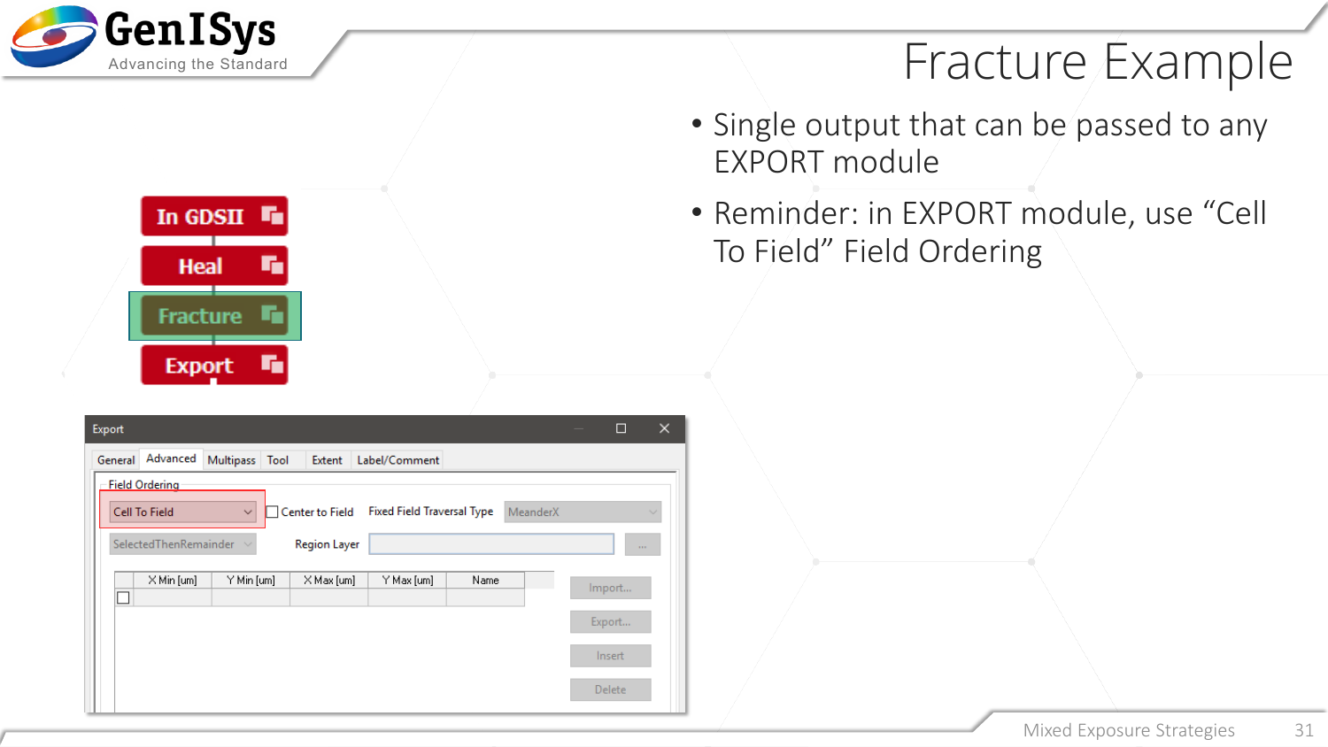# Fracture Example

- Single output that can be passed to any EXPORT module
- Reminder: in EXPORT module, use “Cell To Field” Field Ordering

In GDSII

Heal

Fracture

Export

Export

General | Advanced | Multipass | Tool | Extent | Label/Comment

Field Ordering

Cell To Field | Center to Field | Fixed Field Traversal Type | MeanderX

SelectedThenRemainder | Region Layer

| X Min [um] | Y Min [um] | X Max [um] | Y Max [um] | Name |
|---|---|---|---|---|
| | | | | |

Import... | Export... | Insert | Delete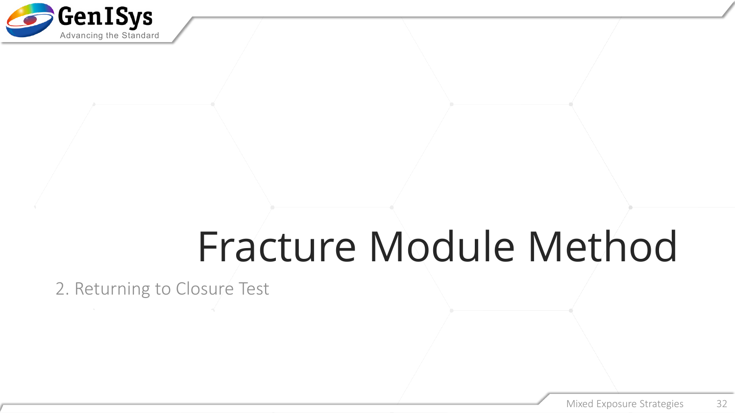# Fracture Module Method

2. Returning to Closure Test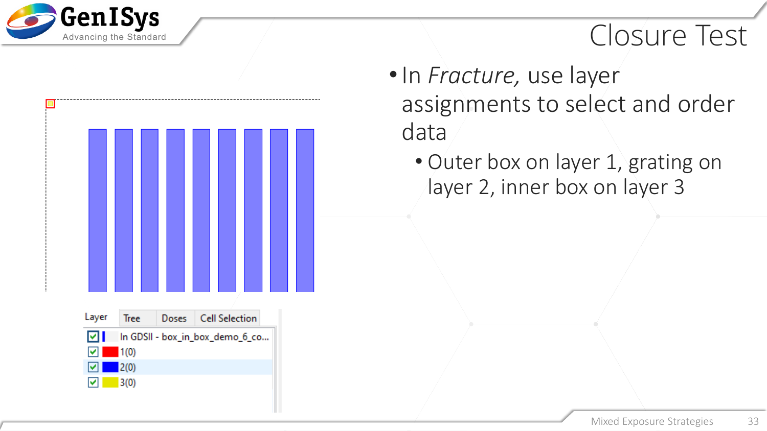# Closure Test

- In *Fracture,* use layer assignments to select and order data
  - Outer box on layer 1, grating on layer 2, inner box on layer 3

| Layer | Tree | Doses | Cell Selection |
|---|---|---|---|
| ☑ In GDSII - box_in_box_demo_6_co... | | | |
| ☑ 1(0) | | | |
| ☑ 2(0) | | | |
| ☑ 3(0) | | | |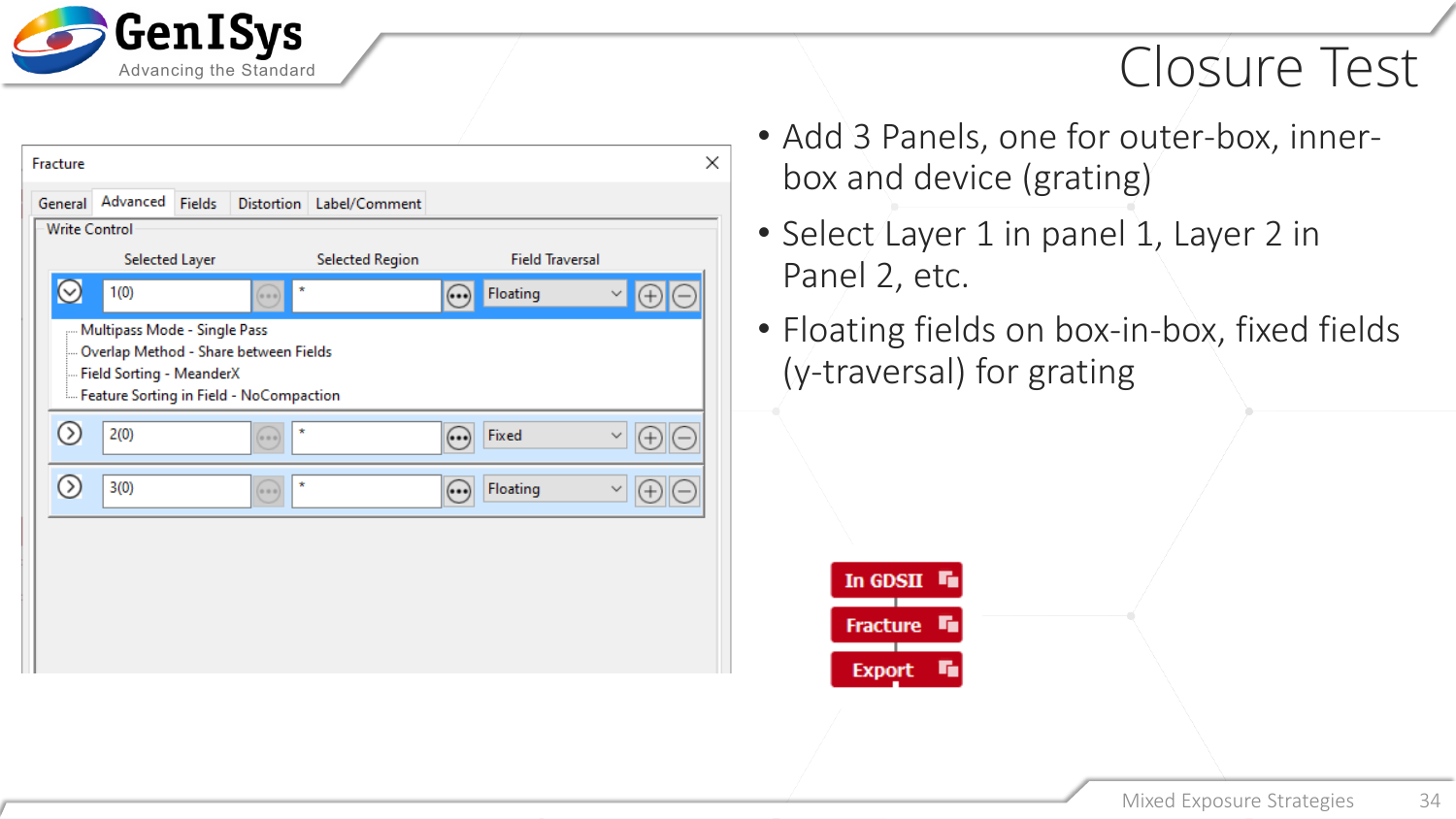# Closure Test

Fracture

General | Advanced | Fields | Distortion | Label/Comment

Write Control

| Selected Layer | Selected Region | Field Traversal |
| --- | --- | --- |
| 1(0) | * | Floating |
| 2(0) | * | Fixed |
| 3(0) | * | Floating |

- Multipass Mode - Single Pass
- Overlap Method - Share between Fields
- Field Sorting - MeanderX
- Feature Sorting in Field - NoCompaction

- Add 3 Panels, one for outer-box, inner-box and device (grating)
- Select Layer 1 in panel 1, Layer 2 in Panel 2, etc.
- Floating fields on box-in-box, fixed fields (y-traversal) for grating

In GDSII → Fracture → Export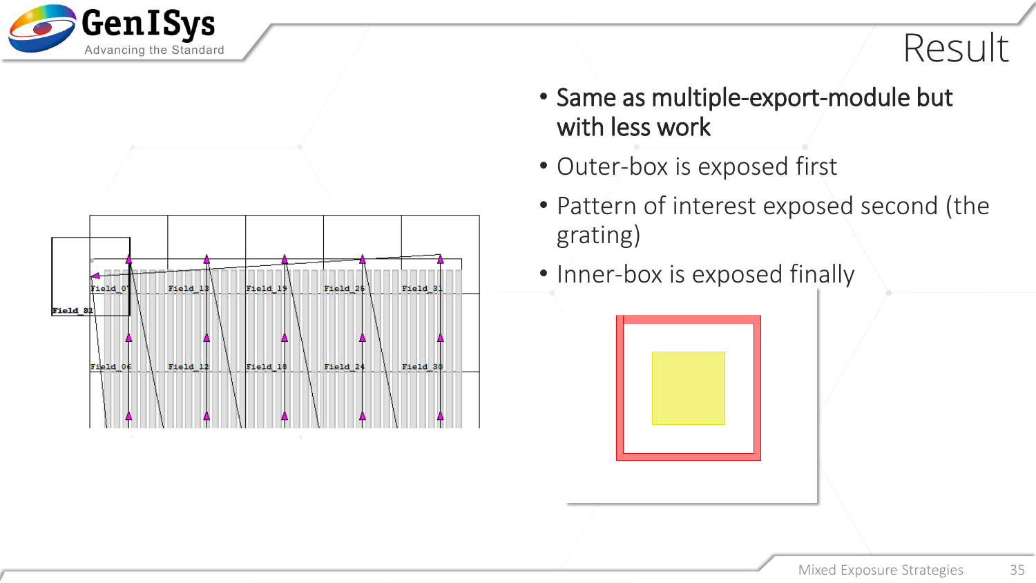# Result

- Same as multiple-export-module but with less work
- Outer-box is exposed first
- Pattern of interest exposed second (the grating)
- Inner-box is exposed finally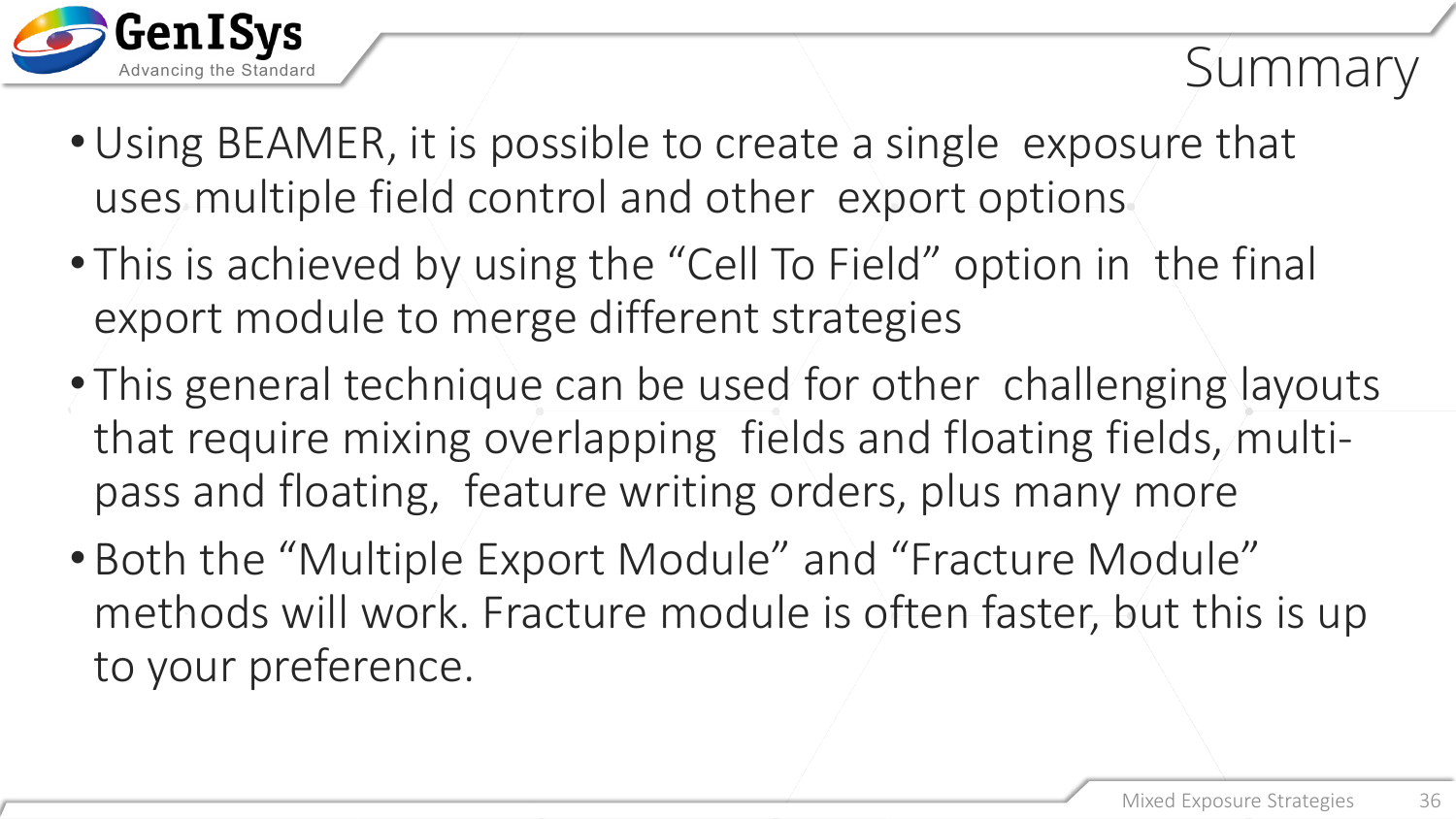# Summary

- Using BEAMER, it is possible to create a single exposure that uses multiple field control and other export options
- This is achieved by using the “Cell To Field” option in the final export module to merge different strategies
- This general technique can be used for other challenging layouts that require mixing overlapping fields and floating fields, multi-pass and floating, feature writing orders, plus many more
- Both the “Multiple Export Module” and “Fracture Module” methods will work. Fracture module is often faster, but this is up to your preference.